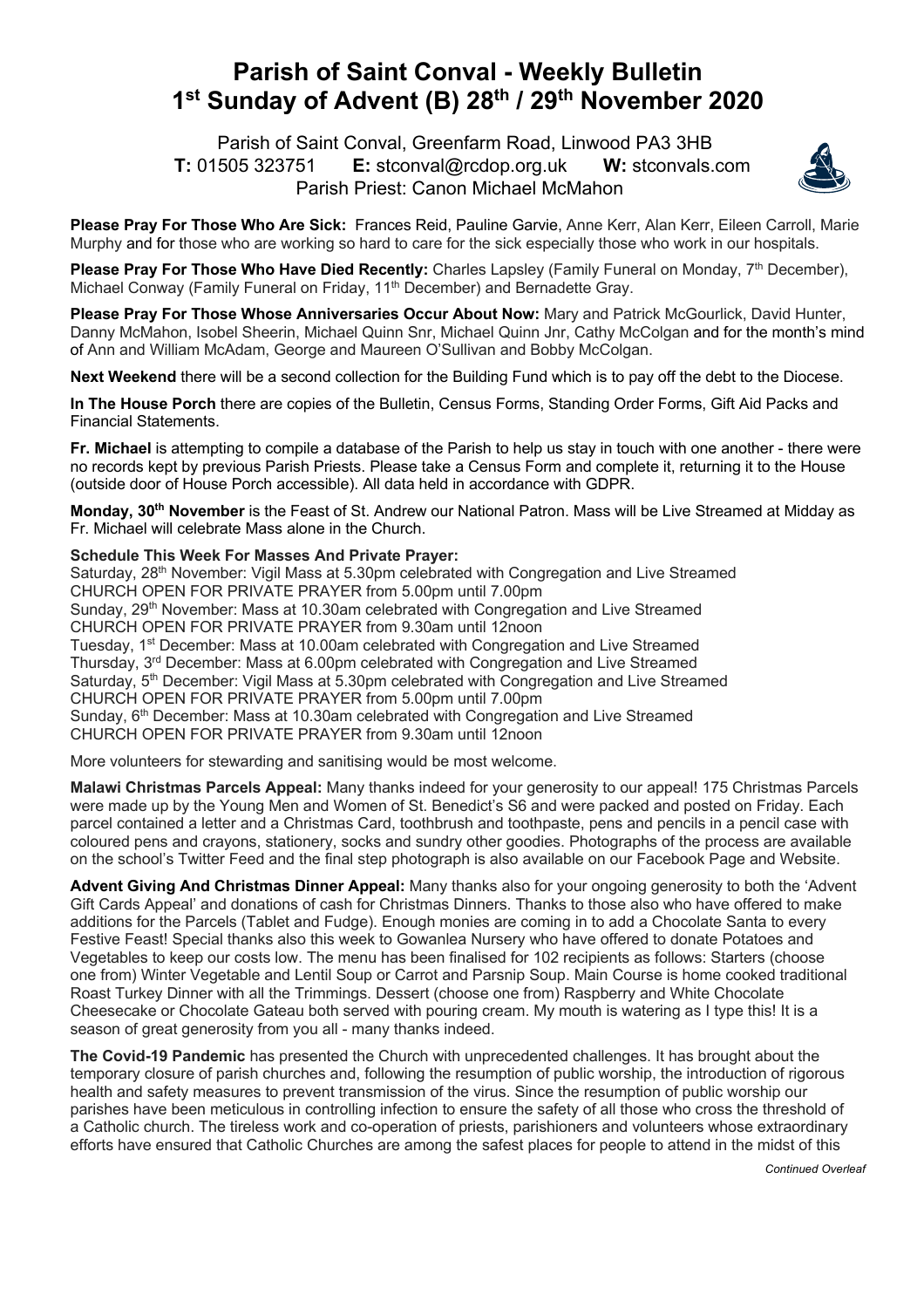# Parish of Saint Conval - Weekly Bulletin
# 1st Sunday of Advent (B) 28th / 29th November 2020

Parish of Saint Conval, Greenfarm Road, Linwood PA3 3HB
**T:** 01505 323751 **E:** stconval@rcdop.org.uk **W:** stconvals.com
Parish Priest: Canon Michael McMahon

**Please Pray For Those Who Are Sick:** Frances Reid, Pauline Garvie, Anne Kerr, Alan Kerr, Eileen Carroll, Marie Murphy and for those who are working so hard to care for the sick especially those who work in our hospitals.

**Please Pray For Those Who Have Died Recently:** Charles Lapsley (Family Funeral on Monday, 7th December), Michael Conway (Family Funeral on Friday, 11th December) and Bernadette Gray.

**Please Pray For Those Whose Anniversaries Occur About Now:** Mary and Patrick McGourlick, David Hunter, Danny McMahon, Isobel Sheerin, Michael Quinn Snr, Michael Quinn Jnr, Cathy McColgan and for the month's mind of Ann and William McAdam, George and Maureen O'Sullivan and Bobby McColgan.

**Next Weekend** there will be a second collection for the Building Fund which is to pay off the debt to the Diocese.

**In The House Porch** there are copies of the Bulletin, Census Forms, Standing Order Forms, Gift Aid Packs and Financial Statements.

**Fr. Michael** is attempting to compile a database of the Parish to help us stay in touch with one another - there were no records kept by previous Parish Priests. Please take a Census Form and complete it, returning it to the House (outside door of House Porch accessible). All data held in accordance with GDPR.

**Monday, 30th November** is the Feast of St. Andrew our National Patron. Mass will be Live Streamed at Midday as Fr. Michael will celebrate Mass alone in the Church.

**Schedule This Week For Masses And Private Prayer:**
Saturday, 28th November: Vigil Mass at 5.30pm celebrated with Congregation and Live Streamed
CHURCH OPEN FOR PRIVATE PRAYER from 5.00pm until 7.00pm
Sunday, 29th November: Mass at 10.30am celebrated with Congregation and Live Streamed
CHURCH OPEN FOR PRIVATE PRAYER from 9.30am until 12noon
Tuesday, 1st December: Mass at 10.00am celebrated with Congregation and Live Streamed
Thursday, 3rd December: Mass at 6.00pm celebrated with Congregation and Live Streamed
Saturday, 5th December: Vigil Mass at 5.30pm celebrated with Congregation and Live Streamed
CHURCH OPEN FOR PRIVATE PRAYER from 5.00pm until 7.00pm
Sunday, 6th December: Mass at 10.30am celebrated with Congregation and Live Streamed
CHURCH OPEN FOR PRIVATE PRAYER from 9.30am until 12noon

More volunteers for stewarding and sanitising would be most welcome.

**Malawi Christmas Parcels Appeal:** Many thanks indeed for your generosity to our appeal! 175 Christmas Parcels were made up by the Young Men and Women of St. Benedict's S6 and were packed and posted on Friday. Each parcel contained a letter and a Christmas Card, toothbrush and toothpaste, pens and pencils in a pencil case with coloured pens and crayons, stationery, socks and sundry other goodies. Photographs of the process are available on the school's Twitter Feed and the final step photograph is also available on our Facebook Page and Website.

**Advent Giving And Christmas Dinner Appeal:** Many thanks also for your ongoing generosity to both the 'Advent Gift Cards Appeal' and donations of cash for Christmas Dinners. Thanks to those also who have offered to make additions for the Parcels (Tablet and Fudge). Enough monies are coming in to add a Chocolate Santa to every Festive Feast! Special thanks also this week to Gowanlea Nursery who have offered to donate Potatoes and Vegetables to keep our costs low. The menu has been finalised for 102 recipients as follows: Starters (choose one from) Winter Vegetable and Lentil Soup or Carrot and Parsnip Soup. Main Course is home cooked traditional Roast Turkey Dinner with all the Trimmings. Dessert (choose one from) Raspberry and White Chocolate Cheesecake or Chocolate Gateau both served with pouring cream. My mouth is watering as I type this! It is a season of great generosity from you all - many thanks indeed.

**The Covid-19 Pandemic** has presented the Church with unprecedented challenges. It has brought about the temporary closure of parish churches and, following the resumption of public worship, the introduction of rigorous health and safety measures to prevent transmission of the virus. Since the resumption of public worship our parishes have been meticulous in controlling infection to ensure the safety of all those who cross the threshold of a Catholic church. The tireless work and co-operation of priests, parishioners and volunteers whose extraordinary efforts have ensured that Catholic Churches are among the safest places for people to attend in the midst of this

*Continued Overleaf*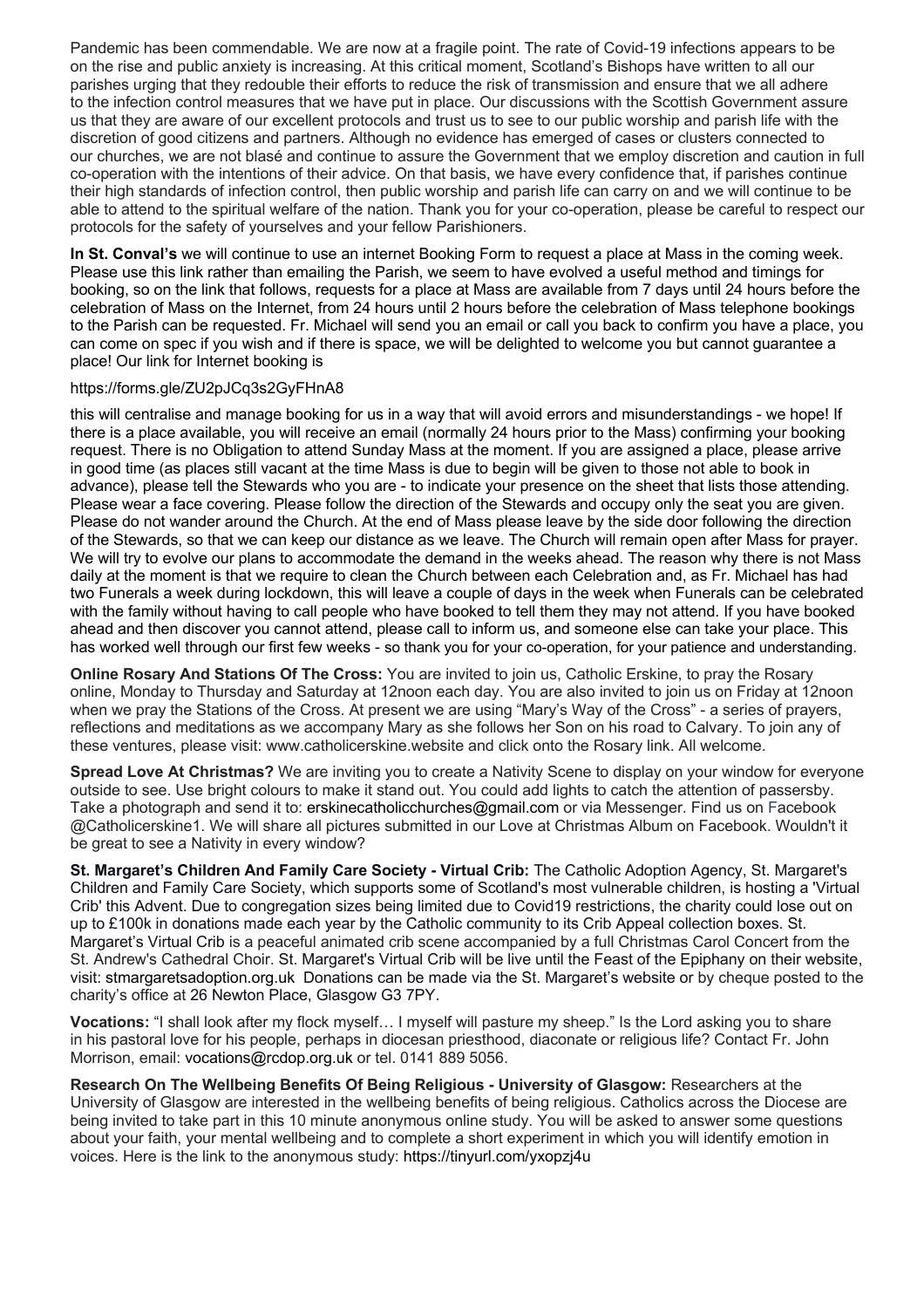Pandemic has been commendable. We are now at a fragile point. The rate of Covid-19 infections appears to be on the rise and public anxiety is increasing. At this critical moment, Scotland's Bishops have written to all our parishes urging that they redouble their efforts to reduce the risk of transmission and ensure that we all adhere to the infection control measures that we have put in place. Our discussions with the Scottish Government assure us that they are aware of our excellent protocols and trust us to see to our public worship and parish life with the discretion of good citizens and partners. Although no evidence has emerged of cases or clusters connected to our churches, we are not blasé and continue to assure the Government that we employ discretion and caution in full co-operation with the intentions of their advice. On that basis, we have every confidence that, if parishes continue their high standards of infection control, then public worship and parish life can carry on and we will continue to be able to attend to the spiritual welfare of the nation. Thank you for your co-operation, please be careful to respect our protocols for the safety of yourselves and your fellow Parishioners.

**In St. Conval's** we will continue to use an internet Booking Form to request a place at Mass in the coming week. Please use this link rather than emailing the Parish, we seem to have evolved a useful method and timings for booking, so on the link that follows, requests for a place at Mass are available from 7 days until 24 hours before the celebration of Mass on the Internet, from 24 hours until 2 hours before the celebration of Mass telephone bookings to the Parish can be requested. Fr. Michael will send you an email or call you back to confirm you have a place, you can come on spec if you wish and if there is space, we will be delighted to welcome you but cannot guarantee a place! Our link for Internet booking is

https://forms.gle/ZU2pJCq3s2GyFHnA8

this will centralise and manage booking for us in a way that will avoid errors and misunderstandings - we hope! If there is a place available, you will receive an email (normally 24 hours prior to the Mass) confirming your booking request. There is no Obligation to attend Sunday Mass at the moment. If you are assigned a place, please arrive in good time (as places still vacant at the time Mass is due to begin will be given to those not able to book in advance), please tell the Stewards who you are - to indicate your presence on the sheet that lists those attending. Please wear a face covering. Please follow the direction of the Stewards and occupy only the seat you are given. Please do not wander around the Church. At the end of Mass please leave by the side door following the direction of the Stewards, so that we can keep our distance as we leave. The Church will remain open after Mass for prayer. We will try to evolve our plans to accommodate the demand in the weeks ahead. The reason why there is not Mass daily at the moment is that we require to clean the Church between each Celebration and, as Fr. Michael has had two Funerals a week during lockdown, this will leave a couple of days in the week when Funerals can be celebrated with the family without having to call people who have booked to tell them they may not attend. If you have booked ahead and then discover you cannot attend, please call to inform us, and someone else can take your place. This has worked well through our first few weeks - so thank you for your co-operation, for your patience and understanding.

**Online Rosary And Stations Of The Cross:** You are invited to join us, Catholic Erskine, to pray the Rosary online, Monday to Thursday and Saturday at 12noon each day. You are also invited to join us on Friday at 12noon when we pray the Stations of the Cross. At present we are using "Mary's Way of the Cross" - a series of prayers, reflections and meditations as we accompany Mary as she follows her Son on his road to Calvary. To join any of these ventures, please visit: www.catholicerskine.website and click onto the Rosary link. All welcome.

**Spread Love At Christmas?** We are inviting you to create a Nativity Scene to display on your window for everyone outside to see. Use bright colours to make it stand out. You could add lights to catch the attention of passersby. Take a photograph and send it to: erskinecatholicchurches@gmail.com or via Messenger. Find us on Facebook @Catholicerskine1. We will share all pictures submitted in our Love at Christmas Album on Facebook. Wouldn't it be great to see a Nativity in every window?

**St. Margaret's Children And Family Care Society - Virtual Crib:** The Catholic Adoption Agency, St. Margaret's Children and Family Care Society, which supports some of Scotland's most vulnerable children, is hosting a 'Virtual Crib' this Advent. Due to congregation sizes being limited due to Covid19 restrictions, the charity could lose out on up to £100k in donations made each year by the Catholic community to its Crib Appeal collection boxes. St. Margaret's Virtual Crib is a peaceful animated crib scene accompanied by a full Christmas Carol Concert from the St. Andrew's Cathedral Choir. St. Margaret's Virtual Crib will be live until the Feast of the Epiphany on their website, visit: stmargaretsadoption.org.uk Donations can be made via the St. Margaret's website or by cheque posted to the charity's office at 26 Newton Place, Glasgow G3 7PY.

**Vocations:** "I shall look after my flock myself… I myself will pasture my sheep." Is the Lord asking you to share in his pastoral love for his people, perhaps in diocesan priesthood, diaconate or religious life? Contact Fr. John Morrison, email: vocations@rcdop.org.uk or tel. 0141 889 5056.

**Research On The Wellbeing Benefits Of Being Religious - University of Glasgow:** Researchers at the University of Glasgow are interested in the wellbeing benefits of being religious. Catholics across the Diocese are being invited to take part in this 10 minute anonymous online study. You will be asked to answer some questions about your faith, your mental wellbeing and to complete a short experiment in which you will identify emotion in voices. Here is the link to the anonymous study: https://tinyurl.com/yxopzj4u